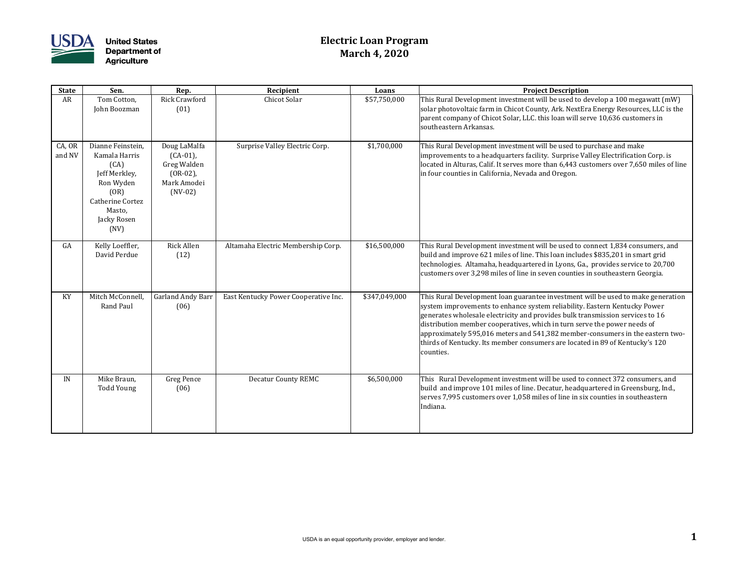United States Department of Agriculture

# Electric Loan Program
## March 4, 2020

| State | Sen. | Rep. | Recipient | Loans | Project Description |
|---|---|---|---|---|---|
| AR | Tom Cotton, John Boozman | Rick Crawford (01) | Chicot Solar | $57,750,000 | This Rural Development investment will be used to develop a 100 megawatt (mW) solar photovoltaic farm in Chicot County, Ark. NextEra Energy Resources, LLC is the parent company of Chicot Solar, LLC. this loan will serve 10,636 customers in southeastern Arkansas. |
| CA, OR and NV | Dianne Feinstein, Kamala Harris (CA) Jeff Merkley, Ron Wyden (OR) Catherine Cortez Masto, Jacky Rosen (NV) | Doug LaMalfa (CA-01), Greg Walden (OR-02), Mark Amodei (NV-02) | Surprise Valley Electric Corp. | $1,700,000 | This Rural Development investment will be used to purchase and make improvements to a headquarters facility. Surprise Valley Electrification Corp. is located in Alturas, Calif. It serves more than 6,443 customers over 7,650 miles of line in four counties in California, Nevada and Oregon. |
| GA | Kelly Loeffler, David Perdue | Rick Allen (12) | Altamaha Electric Membership Corp. | $16,500,000 | This Rural Development investment will be used to connect 1,834 consumers, and build and improve 621 miles of line. This loan includes $835,201 in smart grid technologies. Altamaha, headquartered in Lyons, Ga., provides service to 20,700 customers over 3,298 miles of line in seven counties in southeastern Georgia. |
| KY | Mitch McConnell, Rand Paul | Garland Andy Barr (06) | East Kentucky Power Cooperative Inc. | $347,049,000 | This Rural Development loan guarantee investment will be used to make generation system improvements to enhance system reliability. Eastern Kentucky Power generates wholesale electricity and provides bulk transmission services to 16 distribution member cooperatives, which in turn serve the power needs of approximately 595,016 meters and 541,382 member-consumers in the eastern two-thirds of Kentucky. Its member consumers are located in 89 of Kentucky's 120 counties. |
| IN | Mike Braun, Todd Young | Greg Pence (06) | Decatur County REMC | $6,500,000 | This Rural Development investment will be used to connect 372 consumers, and build and improve 101 miles of line. Decatur, headquartered in Greensburg, Ind., serves 7,995 customers over 1,058 miles of line in six counties in southeastern Indiana. |

USDA is an equal opportunity provider, employer and lender.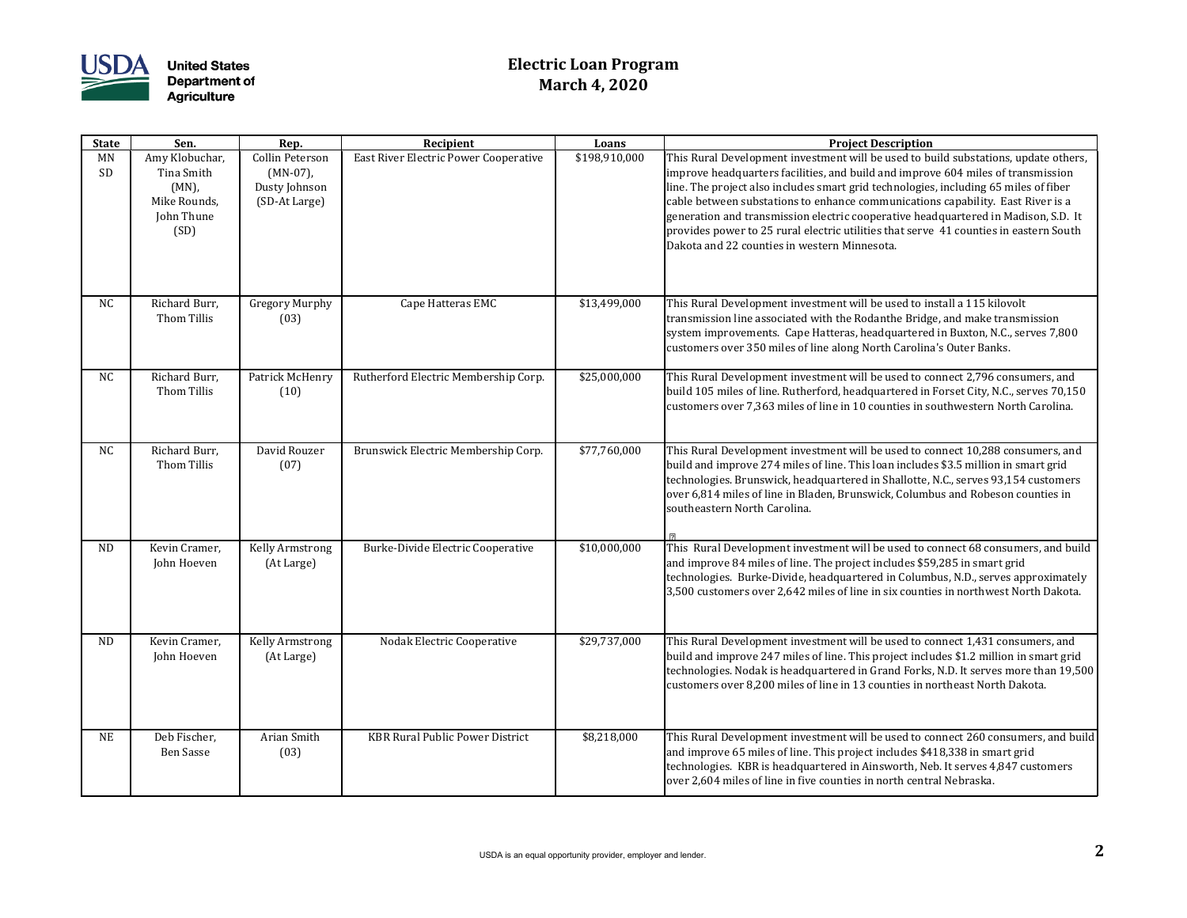# Electric Loan Program
## March 4, 2020

| State | Sen. | Rep. | Recipient | Loans | Project Description |
|---|---|---|---|---|---|
| MN SD | Amy Klobuchar, Tina Smith (MN), Mike Rounds, John Thune (SD) | Collin Peterson (MN-07), Dusty Johnson (SD-At Large) | East River Electric Power Cooperative | $198,910,000 | This Rural Development investment will be used to build substations, update others, improve headquarters facilities, and build and improve 604 miles of transmission line. The project also includes smart grid technologies, including 65 miles of fiber cable between substations to enhance communications capability. East River is a generation and transmission electric cooperative headquartered in Madison, S.D. It provides power to 25 rural electric utilities that serve 41 counties in eastern South Dakota and 22 counties in western Minnesota. |
| NC | Richard Burr, Thom Tillis | Gregory Murphy (03) | Cape Hatteras EMC | $13,499,000 | This Rural Development investment will be used to install a 115 kilovolt transmission line associated with the Rodanthe Bridge, and make transmission system improvements. Cape Hatteras, headquartered in Buxton, N.C., serves 7,800 customers over 350 miles of line along North Carolina's Outer Banks. |
| NC | Richard Burr, Thom Tillis | Patrick McHenry (10) | Rutherford Electric Membership Corp. | $25,000,000 | This Rural Development investment will be used to connect 2,796 consumers, and build 105 miles of line. Rutherford, headquartered in Forset City, N.C., serves 70,150 customers over 7,363 miles of line in 10 counties in southwestern North Carolina. |
| NC | Richard Burr, Thom Tillis | David Rouzer (07) | Brunswick Electric Membership Corp. | $77,760,000 | This Rural Development investment will be used to connect 10,288 consumers, and build and improve 274 miles of line. This loan includes $3.5 million in smart grid technologies. Brunswick, headquartered in Shallotte, N.C., serves 93,154 customers over 6,814 miles of line in Bladen, Brunswick, Columbus and Robeson counties in southeastern North Carolina. |
| ND | Kevin Cramer, John Hoeven | Kelly Armstrong (At Large) | Burke-Divide Electric Cooperative | $10,000,000 | This Rural Development investment will be used to connect 68 consumers, and build and improve 84 miles of line. The project includes $59,285 in smart grid technologies. Burke-Divide, headquartered in Columbus, N.D., serves approximately 3,500 customers over 2,642 miles of line in six counties in northwest North Dakota. |
| ND | Kevin Cramer, John Hoeven | Kelly Armstrong (At Large) | Nodak Electric Cooperative | $29,737,000 | This Rural Development investment will be used to connect 1,431 consumers, and build and improve 247 miles of line. This project includes $1.2 million in smart grid technologies. Nodak is headquartered in Grand Forks, N.D. It serves more than 19,500 customers over 8,200 miles of line in 13 counties in northeast North Dakota. |
| NE | Deb Fischer, Ben Sasse | Arian Smith (03) | KBR Rural Public Power District | $8,218,000 | This Rural Development investment will be used to connect 260 consumers, and build and improve 65 miles of line. This project includes $418,338 in smart grid technologies. KBR is headquartered in Ainsworth, Neb. It serves 4,847 customers over 2,604 miles of line in five counties in north central Nebraska. |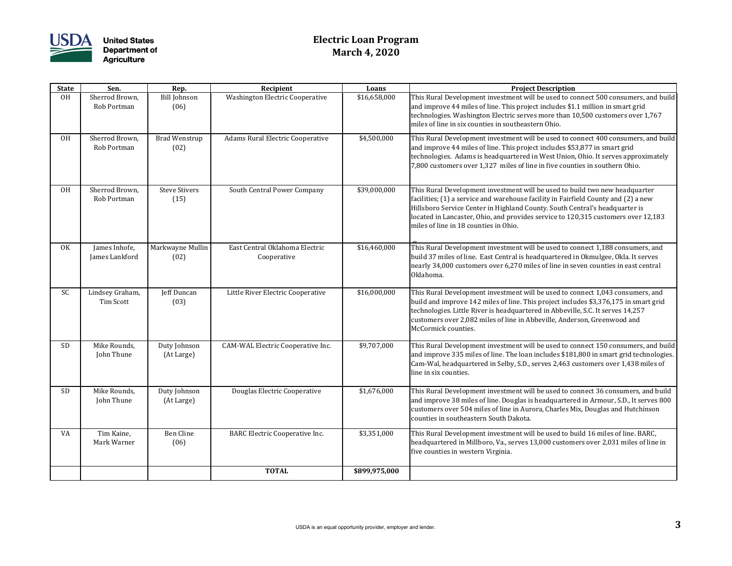# Electric Loan Program

## March 4, 2020

| State | Sen. | Rep. | Recipient | Loans | Project Description |
| --- | --- | --- | --- | --- | --- |
| OH | Sherrod Brown, Rob Portman | Bill Johnson (06) | Washington Electric Cooperative | $16,658,000 | This Rural Development investment will be used to connect 500 consumers, and build and improve 44 miles of line. This project includes $1.1 million in smart grid technologies. Washington Electric serves more than 10,500 customers over 1,767 miles of line in six counties in southeastern Ohio. |
| OH | Sherrod Brown, Rob Portman | Brad Wenstrup (02) | Adams Rural Electric Cooperative | $4,500,000 | This Rural Development investment will be used to connect 400 consumers, and build and improve 44 miles of line. This project includes $53,877 in smart grid technologies. Adams is headquartered in West Union, Ohio. It serves approximately 7,800 customers over 1,327 miles of line in five counties in southern Ohio. |
| OH | Sherrod Brown, Rob Portman | Steve Stivers (15) | South Central Power Company | $39,000,000 | This Rural Development investment will be used to build two new headquarter facilities; (1) a service and warehouse facility in Fairfield County and (2) a new Hillsboro Service Center in Highland County. South Central's headquarter is located in Lancaster, Ohio, and provides service to 120,315 customers over 12,183 miles of line in 18 counties in Ohio. |
| OK | James Inhofe, James Lankford | Markwayne Mullin (02) | East Central Oklahoma Electric Cooperative | $16,460,000 | This Rural Development investment will be used to connect 1,188 consumers, and build 37 miles of line. East Central is headquartered in Okmulgee, Okla. It serves nearly 34,000 customers over 6,270 miles of line in seven counties in east central Oklahoma. |
| SC | Lindsey Graham, Tim Scott | Jeff Duncan (03) | Little River Electric Cooperative | $16,000,000 | This Rural Development investment will be used to connect 1,043 consumers, and build and improve 142 miles of line. This project includes $3,376,175 in smart grid technologies. Little River is headquartered in Abbeville, S.C. It serves 14,257 customers over 2,082 miles of line in Abbeville, Anderson, Greenwood and McCormick counties. |
| SD | Mike Rounds, John Thune | Duty Johnson (At Large) | CAM-WAL Electric Cooperative Inc. | $9,707,000 | This Rural Development investment will be used to connect 150 consumers, and build and improve 335 miles of line. The loan includes $181,800 in smart grid technologies. Cam-Wal, headquartered in Selby, S.D., serves 2,463 customers over 1,438 miles of line in six counties. |
| SD | Mike Rounds, John Thune | Duty Johnson (At Large) | Douglas Electric Cooperative | $1,676,000 | This Rural Development investment will be used to connect 36 consumers, and build and improve 38 miles of line. Douglas is headquartered in Armour, S.D., It serves 800 customers over 504 miles of line in Aurora, Charles Mix, Douglas and Hutchinson counties in southeastern South Dakota. |
| VA | Tim Kaine, Mark Warner | Ben Cline (06) | BARC Electric Cooperative Inc. | $3,351,000 | This Rural Development investment will be used to build 16 miles of line. BARC, headquartered in Millboro, Va., serves 13,000 customers over 2,031 miles of line in five counties in western Virginia. |
| | | | **TOTAL** | **$899,975,000** | |

USDA is an equal opportunity provider, employer and lender.